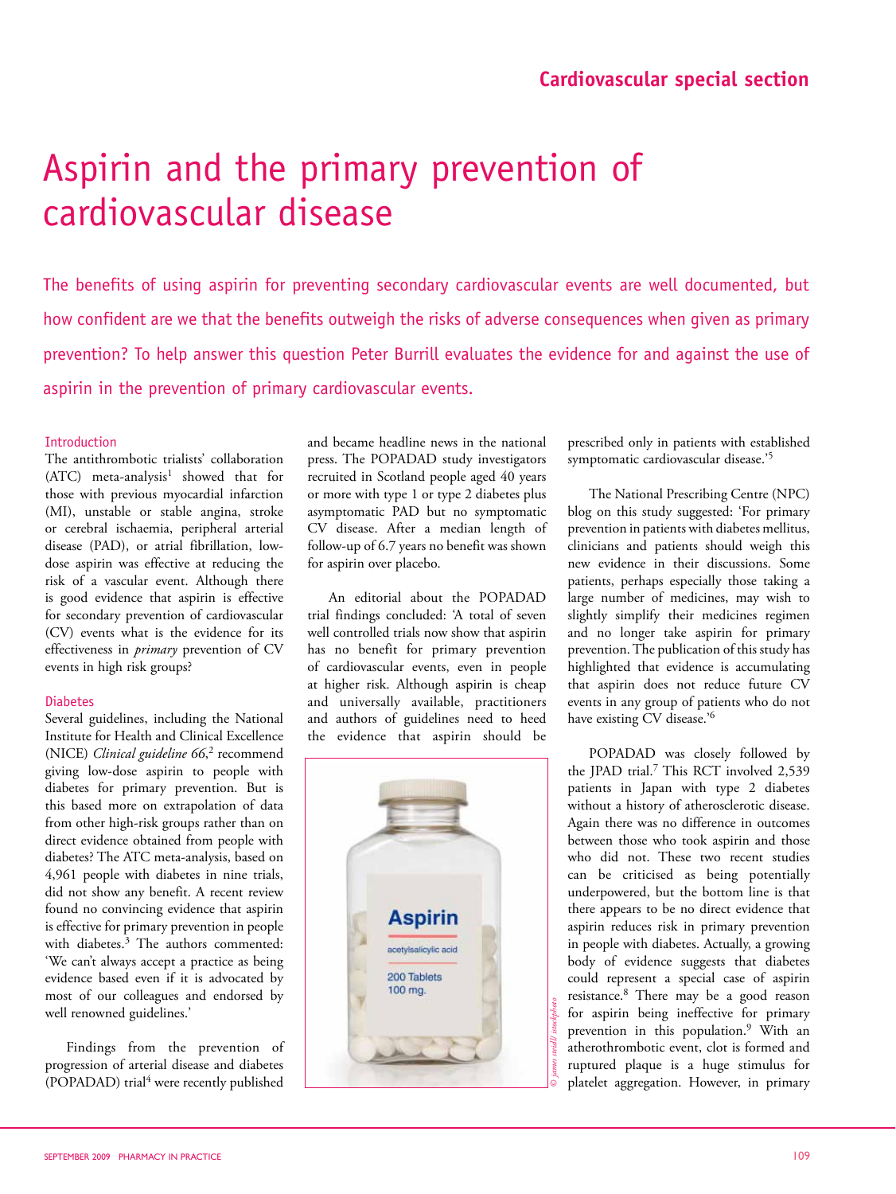# Aspirin and the primary prevention of cardiovascular disease

The benefits of using aspirin for preventing secondary cardiovascular events are well documented, but how confident are we that the benefits outweigh the risks of adverse consequences when given as primary prevention? To help answer this question Peter Burrill evaluates the evidence for and against the use of aspirin in the prevention of primary cardiovascular events.

## Introduction

The antithrombotic trialists' collaboration (ATC) meta-analysis[1] showed that for those with previous myocardial infarction (MI), unstable or stable angina, stroke or cerebral ischaemia, peripheral arterial disease (PAD), or atrial fibrillation, low-dose aspirin was effective at reducing the risk of a vascular event. Although there is good evidence that aspirin is effective for secondary prevention of cardiovascular (CV) events what is the evidence for its effectiveness in *primary* prevention of CV events in high risk groups?

## Diabetes

Several guidelines, including the National Institute for Health and Clinical Excellence (NICE) *Clinical guideline 66*,[2] recommend giving low-dose aspirin to people with diabetes for primary prevention. But is this based more on extrapolation of data from other high-risk groups rather than on direct evidence obtained from people with diabetes? The ATC meta-analysis, based on 4,961 people with diabetes in nine trials, did not show any benefit. A recent review found no convincing evidence that aspirin is effective for primary prevention in people with diabetes.[3] The authors commented: 'We can't always accept a practice as being evidence based even if it is advocated by most of our colleagues and endorsed by well renowned guidelines.'

Findings from the prevention of progression of arterial disease and diabetes (POPADAD) trial[4] were recently published and became headline news in the national press. The POPADAD study investigators recruited in Scotland people aged 40 years or more with type 1 or type 2 diabetes plus asymptomatic PAD but no symptomatic CV disease. After a median length of follow-up of 6.7 years no benefit was shown for aspirin over placebo.

An editorial about the POPADAD trial findings concluded: 'A total of seven well controlled trials now show that aspirin has no benefit for primary prevention of cardiovascular events, even in people at higher risk. Although aspirin is cheap and universally available, practitioners and authors of guidelines need to heed the evidence that aspirin should be prescribed only in patients with established symptomatic cardiovascular disease.'[5]

The National Prescribing Centre (NPC) blog on this study suggested: 'For primary prevention in patients with diabetes mellitus, clinicians and patients should weigh this new evidence in their discussions. Some patients, perhaps especially those taking a large number of medicines, may wish to slightly simplify their medicines regimen and no longer take aspirin for primary prevention. The publication of this study has highlighted that evidence is accumulating that aspirin does not reduce future CV events in any group of patients who do not have existing CV disease.'[6]

POPADAD was closely followed by the JPAD trial.[7] This RCT involved 2,539 patients in Japan with type 2 diabetes without a history of atherosclerotic disease. Again there was no difference in outcomes between those who took aspirin and those who did not. These two recent studies can be criticised as being potentially underpowered, but the bottom line is that there appears to be no direct evidence that aspirin reduces risk in primary prevention in people with diabetes. Actually, a growing body of evidence suggests that diabetes could represent a special case of aspirin resistance.[8] There may be a good reason for aspirin being ineffective for primary prevention in this population.[9] With an atherothrombotic event, clot is formed and ruptured plaque is a huge stimulus for platelet aggregation. However, in primary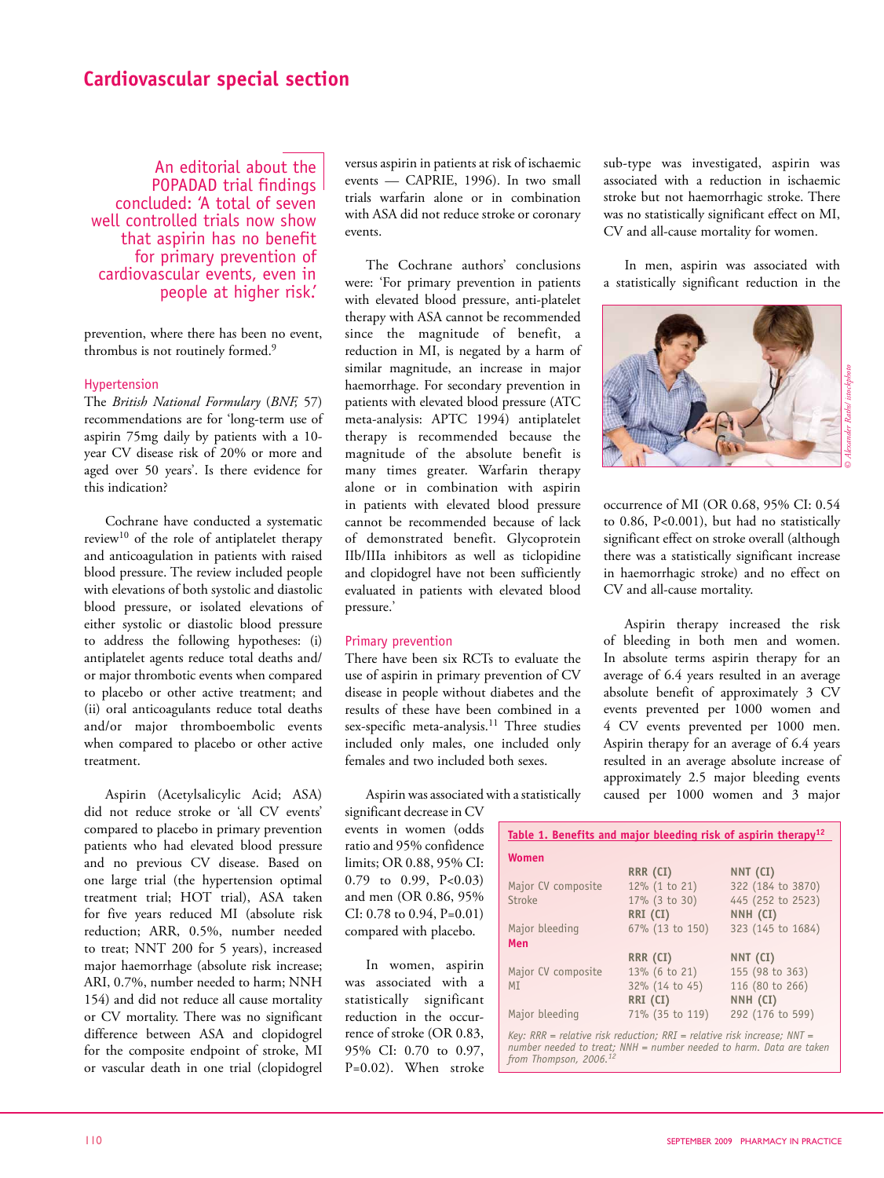> An editorial about the POPADAD trial findings concluded: 'A total of seven well controlled trials now show that aspirin has no benefit for primary prevention of cardiovascular events, even in people at higher risk.'

prevention, where there has been no event, thrombus is not routinely formed.[9]

### Hypertension

The *British National Formulary* (*BNF,* 57) recommendations are for 'long-term use of aspirin 75mg daily by patients with a 10-year CV disease risk of 20% or more and aged over 50 years'. Is there evidence for this indication?

Cochrane have conducted a systematic review[10] of the role of antiplatelet therapy and anticoagulation in patients with raised blood pressure. The review included people with elevations of both systolic and diastolic blood pressure, or isolated elevations of either systolic or diastolic blood pressure to address the following hypotheses: (i) antiplatelet agents reduce total deaths and/or major thrombotic events when compared to placebo or other active treatment; and (ii) oral anticoagulants reduce total deaths and/or major thromboembolic events when compared to placebo or other active treatment.

Aspirin (Acetylsalicylic Acid; ASA) did not reduce stroke or 'all CV events' compared to placebo in primary prevention patients who had elevated blood pressure and no previous CV disease. Based on one large trial (the hypertension optimal treatment trial; HOT trial), ASA taken for five years reduced MI (absolute risk reduction; ARR, 0.5%, number needed to treat; NNT 200 for 5 years), increased major haemorrhage (absolute risk increase; ARI, 0.7%, number needed to harm; NNH 154) and did not reduce all cause mortality or CV mortality. There was no significant difference between ASA and clopidogrel for the composite endpoint of stroke, MI or vascular death in one trial (clopidogrel versus aspirin in patients at risk of ischaemic events — CAPRIE, 1996). In two small trials warfarin alone or in combination with ASA did not reduce stroke or coronary events.

The Cochrane authors' conclusions were: 'For primary prevention in patients with elevated blood pressure, anti-platelet therapy with ASA cannot be recommended since the magnitude of benefit, a reduction in MI, is negated by a harm of similar magnitude, an increase in major haemorrhage. For secondary prevention in patients with elevated blood pressure (ATC meta-analysis: APTC 1994) antiplatelet therapy is recommended because the magnitude of the absolute benefit is many times greater. Warfarin therapy alone or in combination with aspirin in patients with elevated blood pressure cannot be recommended because of lack of demonstrated benefit. Glycoprotein IIb/IIIa inhibitors as well as ticlopidine and clopidogrel have not been sufficiently evaluated in patients with elevated blood pressure.'

### Primary prevention

There have been six RCTs to evaluate the use of aspirin in primary prevention of CV disease in people without diabetes and the results of these have been combined in a sex-specific meta-analysis.[11] Three studies included only males, one included only females and two included both sexes.

Aspirin was associated with a statistically significant decrease in CV events in women (odds ratio and 95% confidence limits; OR 0.88, 95% CI: 0.79 to 0.99, P<0.03) and men (OR 0.86, 95% CI: 0.78 to 0.94, P=0.01) compared with placebo.

In women, aspirin was associated with a statistically significant reduction in the occurrence of stroke (OR 0.83, 95% CI: 0.70 to 0.97, P=0.02). When stroke sub-type was investigated, aspirin was associated with a reduction in ischaemic stroke but not haemorrhagic stroke. There was no statistically significant effect on MI, CV and all-cause mortality for women.

In men, aspirin was associated with a statistically significant reduction in the occurrence of MI (OR 0.68, 95% CI: 0.54 to 0.86, P<0.001), but had no statistically significant effect on stroke overall (although there was a statistically significant increase in haemorrhagic stroke) and no effect on CV and all-cause mortality.

Aspirin therapy increased the risk of bleeding in both men and women. In absolute terms aspirin therapy for an average of 6.4 years resulted in an average absolute benefit of approximately 3 CV events prevented per 1000 women and 4 CV events prevented per 1000 men. Aspirin therapy for an average of 6.4 years resulted in an average absolute increase of approximately 2.5 major bleeding events caused per 1000 women and 3 major

**Table 1. Benefits and major bleeding risk of aspirin therapy[12]**

| **Women** | | |
|---|---|---|
| | RRR (CI) | NNT (CI) |
| Major CV composite | 12% (1 to 21) | 322 (184 to 3870) |
| Stroke | 17% (3 to 30) | 445 (252 to 2523) |
| | RRI (CI) | NNH (CI) |
| Major bleeding | 67% (13 to 150) | 323 (145 to 1684) |
| **Men** | | |
| | RRR (CI) | NNT (CI) |
| Major CV composite | 13% (6 to 21) | 155 (98 to 363) |
| MI | 32% (14 to 45) | 116 (80 to 266) |
| | RRI (CI) | NNH (CI) |
| Major bleeding | 71% (35 to 119) | 292 (176 to 599) |

*Key: RRR = relative risk reduction; RRI = relative risk increase; NNT = number needed to treat; NNH = number needed to harm. Data are taken from Thompson, 2006.[12]*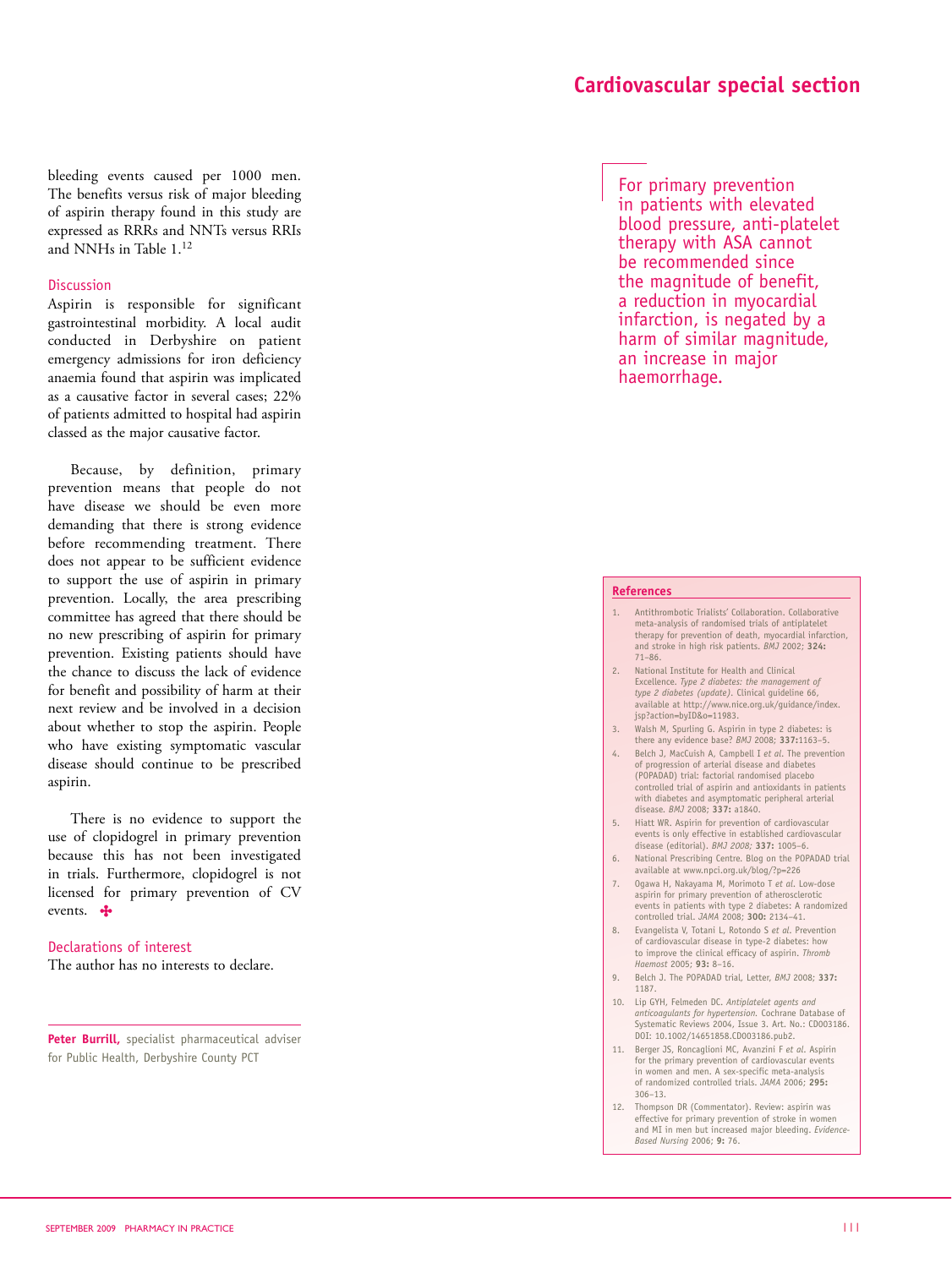bleeding events caused per 1000 men. The benefits versus risk of major bleeding of aspirin therapy found in this study are expressed as RRRs and NNTs versus RRIs and NNHs in Table 1.[12]

## Discussion

Aspirin is responsible for significant gastrointestinal morbidity. A local audit conducted in Derbyshire on patient emergency admissions for iron deficiency anaemia found that aspirin was implicated as a causative factor in several cases; 22% of patients admitted to hospital had aspirin classed as the major causative factor.

Because, by definition, primary prevention means that people do not have disease we should be even more demanding that there is strong evidence before recommending treatment. There does not appear to be sufficient evidence to support the use of aspirin in primary prevention. Locally, the area prescribing committee has agreed that there should be no new prescribing of aspirin for primary prevention. Existing patients should have the chance to discuss the lack of evidence for benefit and possibility of harm at their next review and be involved in a decision about whether to stop the aspirin. People who have existing symptomatic vascular disease should continue to be prescribed aspirin.

There is no evidence to support the use of clopidogrel in primary prevention because this has not been investigated in trials. Furthermore, clopidogrel is not licensed for primary prevention of CV events. ✣

## Declarations of interest

The author has no interests to declare.

**Peter Burrill,** specialist pharmaceutical adviser for Public Health, Derbyshire County PCT

> For primary prevention in patients with elevated blood pressure, anti-platelet therapy with ASA cannot be recommended since the magnitude of benefit, a reduction in myocardial infarction, is negated by a harm of similar magnitude, an increase in major haemorrhage.

## References

1. Antithrombotic Trialists' Collaboration. Collaborative meta-analysis of randomised trials of antiplatelet therapy for prevention of death, myocardial infarction, and stroke in high risk patients. *BMJ* 2002; **324:** 71–86.
2. National Institute for Health and Clinical Excellence. *Type 2 diabetes: the management of type 2 diabetes (update)*. Clinical guideline 66, available at http://www.nice.org.uk/guidance/index.jsp?action=byID&o=11983.
3. Walsh M, Spurling G. Aspirin in type 2 diabetes: is there any evidence base? *BMJ* 2008; **337:**1163–5.
4. Belch J, MacCuish A, Campbell I *et al*. The prevention of progression of arterial disease and diabetes (POPADAD) trial: factorial randomised placebo controlled trial of aspirin and antioxidants in patients with diabetes and asymptomatic peripheral arterial disease. *BMJ* 2008; **337:** a1840.
5. Hiatt WR. Aspirin for prevention of cardiovascular events is only effective in established cardiovascular disease (editorial). *BMJ 2008;* **337:** 1005–6.
6. National Prescribing Centre. Blog on the POPADAD trial available at www.npci.org.uk/blog/?p=226
7. Ogawa H, Nakayama M, Morimoto T *et al*. Low-dose aspirin for primary prevention of atherosclerotic events in patients with type 2 diabetes: A randomized controlled trial. *JAMA* 2008; **300:** 2134–41.
8. Evangelista V, Totani L, Rotondo S *et al*. Prevention of cardiovascular disease in type-2 diabetes: how to improve the clinical efficacy of aspirin. *Thromb Haemost* 2005; **93:** 8–16.
9. Belch J. The POPADAD trial, Letter, *BMJ* 2008; **337:** 1187.
10. Lip GYH, Felmeden DC. *Antiplatelet agents and anticoagulants for hypertension.* Cochrane Database of Systematic Reviews 2004, Issue 3. Art. No.: CD003186. DOI: 10.1002/14651858.CD003186.pub2.
11. Berger JS, Roncaglioni MC, Avanzini F *et al*. Aspirin for the primary prevention of cardiovascular events in women and men. A sex-specific meta-analysis of randomized controlled trials. *JAMA* 2006; **295:** 306–13.
12. Thompson DR (Commentator). Review: aspirin was effective for primary prevention of stroke in women and MI in men but increased major bleeding. *Evidence-Based Nursing* 2006; **9:** 76.